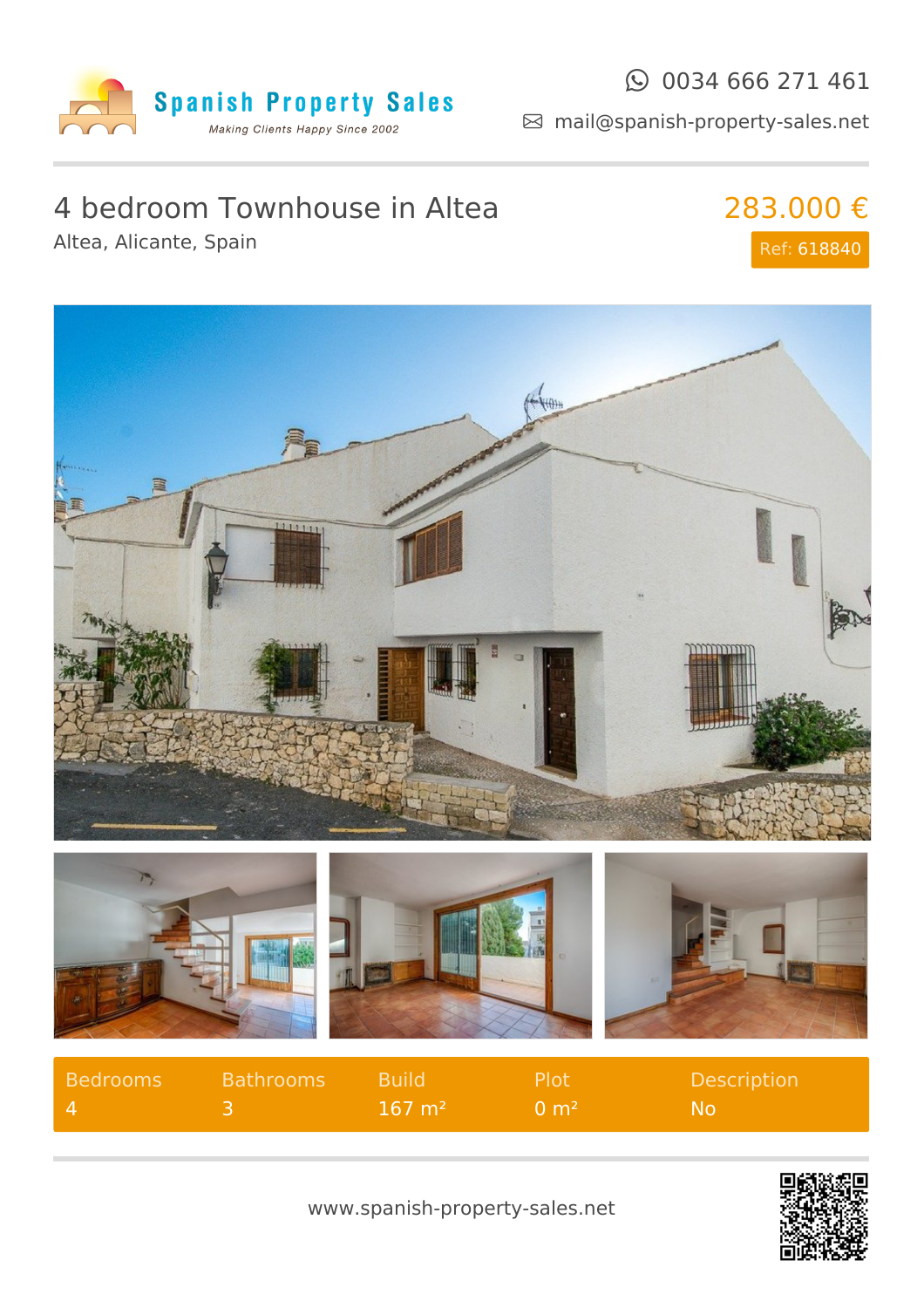Spanish Property Sales

Making Clients Happy Since 2002

0034 666 271 461

mail@spanish-property-sales.net

# 4 bedroom Townhouse in Altea

Altea, Alicante, Spain

283.000 €

Ref: 618840

| Bedrooms | Bathrooms | Build | Plot | Description |
| --- | --- | --- | --- | --- |
| 4 | 3 | 167 m² | 0 m² | No |

www.spanish-property-sales.net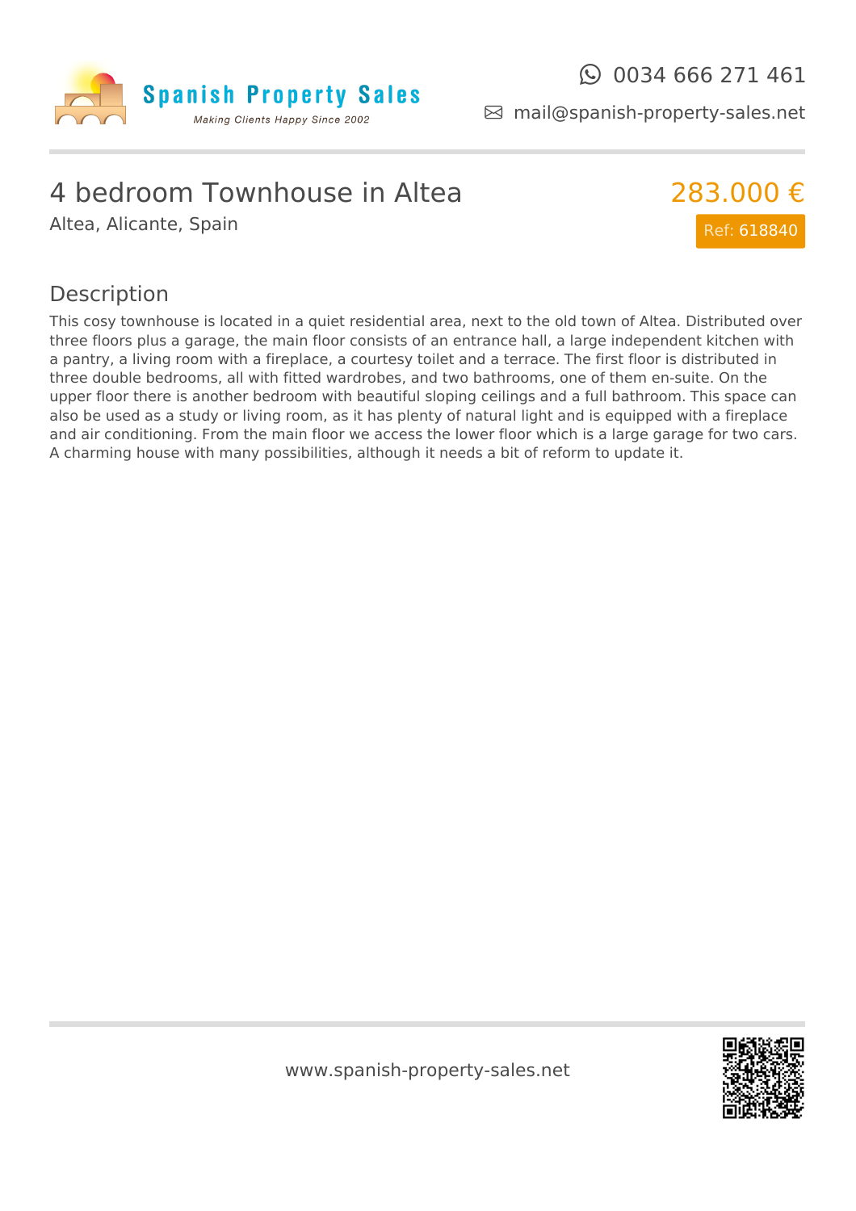Spanish Property Sales

*Making Clients Happy Since 2002*

0034 666 271 461

mail@spanish-property-sales.net

# 4 bedroom Townhouse in Altea

Altea, Alicante, Spain

**283.000 €**

Ref: 618840

## Description

This cosy townhouse is located in a quiet residential area, next to the old town of Altea. Distributed over three floors plus a garage, the main floor consists of an entrance hall, a large independent kitchen with a pantry, a living room with a fireplace, a courtesy toilet and a terrace. The first floor is distributed in three double bedrooms, all with fitted wardrobes, and two bathrooms, one of them en-suite. On the upper floor there is another bedroom with beautiful sloping ceilings and a full bathroom. This space can also be used as a study or living room, as it has plenty of natural light and is equipped with a fireplace and air conditioning. From the main floor we access the lower floor which is a large garage for two cars. A charming house with many possibilities, although it needs a bit of reform to update it.

www.spanish-property-sales.net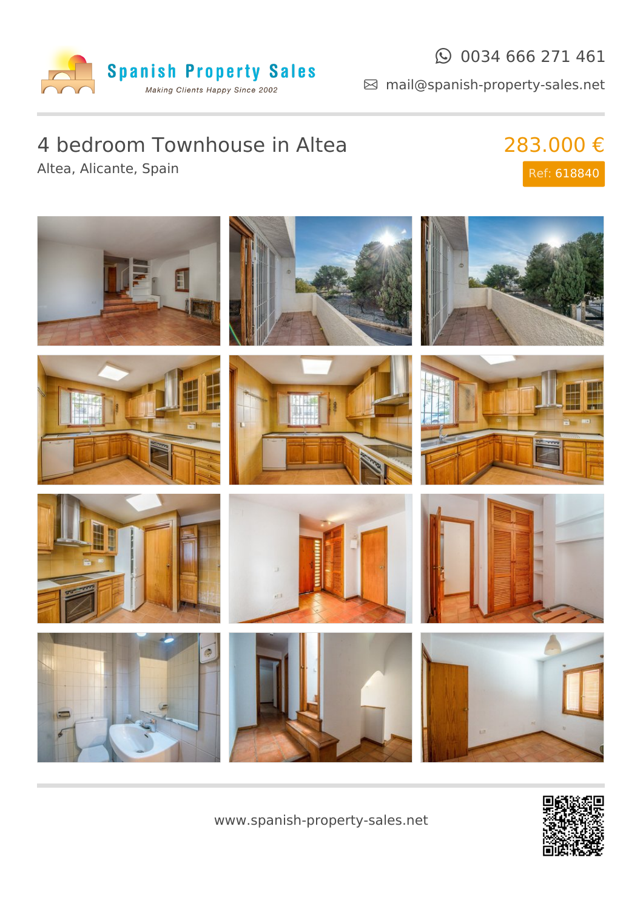Spanish Property Sales

*Making Clients Happy Since 2002*

0034 666 271 461

mail@spanish-property-sales.net

# 4 bedroom Townhouse in Altea

Altea, Alicante, Spain

283.000 €

Ref: 618840

www.spanish-property-sales.net